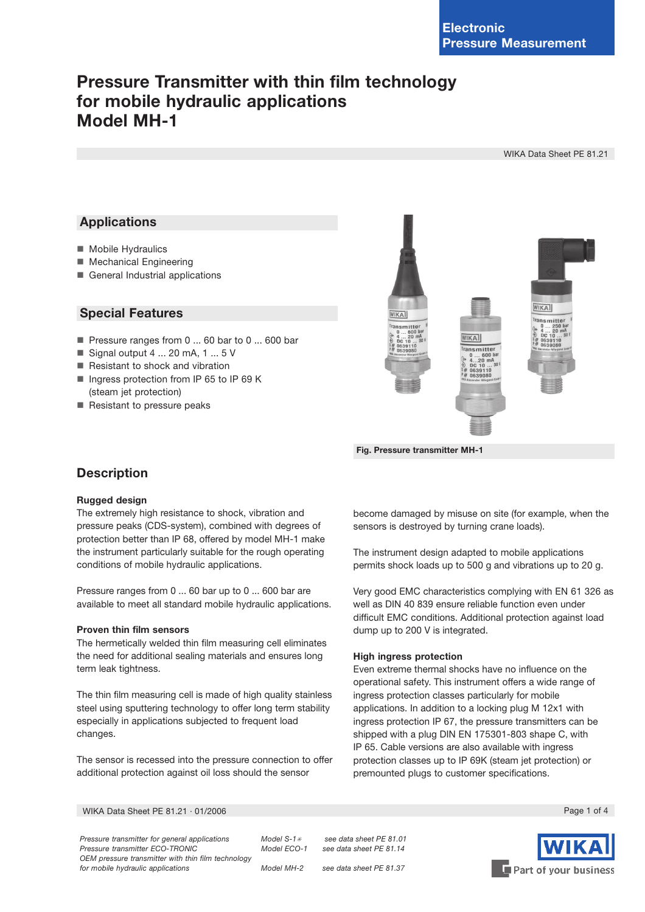Electronic Pressure Measurement

# Pressure Transmitter with thin film technology for mobile hydraulic applications Model MH-1

WIKA Data Sheet PE 81.21

## Applications

- Mobile Hydraulics
- Mechanical Engineering
- General Industrial applications

## Special Features

- Pressure ranges from 0 ... 60 bar to 0 ... 600 bar
- Signal output 4 ... 20 mA, 1 ... 5 V
- Resistant to shock and vibration
- Ingress protection from IP 65 to IP 69 K (steam jet protection)
- Resistant to pressure peaks

Fig. Pressure transmitter MH-1

## Description

### Rugged design

The extremely high resistance to shock, vibration and pressure peaks (CDS-system), combined with degrees of protection better than IP 68, offered by model MH-1 make the instrument particularly suitable for the rough operating conditions of mobile hydraulic applications.

Pressure ranges from 0 ... 60 bar up to 0 ... 600 bar are available to meet all standard mobile hydraulic applications.

### Proven thin film sensors

The hermetically welded thin film measuring cell eliminates the need for additional sealing materials and ensures long term leak tightness.

The thin film measuring cell is made of high quality stainless steel using sputtering technology to offer long term stability especially in applications subjected to frequent load changes.

The sensor is recessed into the pressure connection to offer additional protection against oil loss should the sensor become damaged by misuse on site (for example, when the sensors is destroyed by turning crane loads).

The instrument design adapted to mobile applications permits shock loads up to 500 g and vibrations up to 20 g.

Very good EMC characteristics complying with EN 61 326 as well as DIN 40 839 ensure reliable function even under difficult EMC conditions. Additional protection against load dump up to 200 V is integrated.

### High ingress protection

Even extreme thermal shocks have no influence on the operational safety. This instrument offers a wide range of ingress protection classes particularly for mobile applications. In addition to a locking plug M 12x1 with ingress protection IP 67, the pressure transmitters can be shipped with a plug DIN EN 175301-803 shape C, with IP 65. Cable versions are also available with ingress protection classes up to IP 69K (steam jet protection) or premounted plugs to customer specifications.

WIKA Data Sheet PE 81.21 · 01/2006

| | | |
|---|---|---|
| *Pressure transmitter for general applications* | *Model S-1* | *see data sheet PE 81.01* |
| *Pressure transmitter ECO-TRONIC* | *Model ECO-1* | *see data sheet PE 81.14* |
| *OEM pressure transmitter with thin film technology for mobile hydraulic applications* | *Model MH-2* | *see data sheet PE 81.37* |

WIKA Part of your business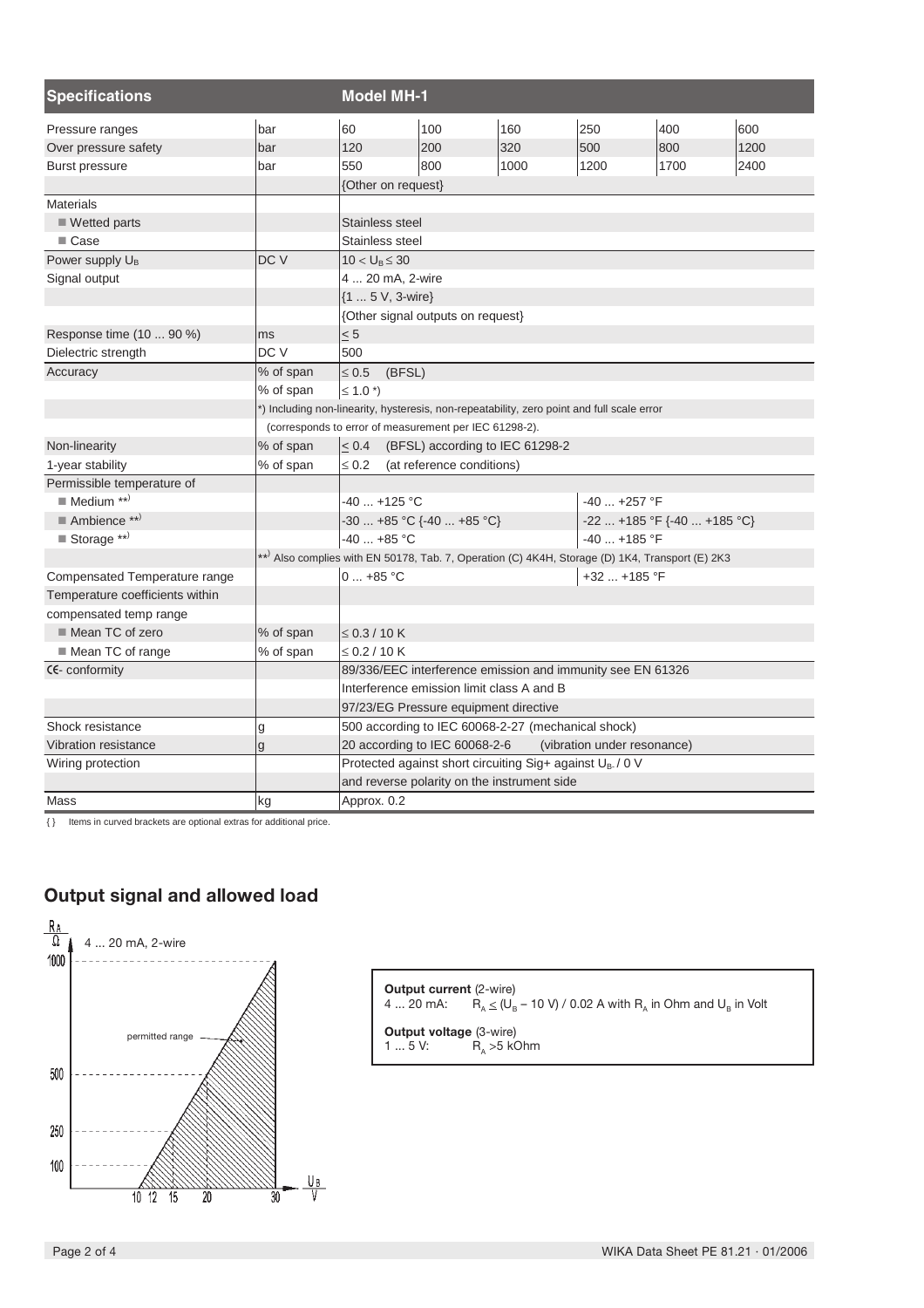| Specifications | | Model MH-1 | | | | | |
|---|---|---|---|---|---|---|---|
| Pressure ranges | bar | 60 | 100 | 160 | 250 | 400 | 600 |
| Over pressure safety | bar | 120 | 200 | 320 | 500 | 800 | 1200 |
| Burst pressure | bar | 550 | 800 | 1000 | 1200 | 1700 | 2400 |
| | | {Other on request} | | | | | |
| Materials | | | | | | | |
| ■ Wetted parts | | Stainless steel | | | | | |
| ■ Case | | Stainless steel | | | | | |
| Power supply $U_B$ | DC V | $10 < U_B \leq 30$ | | | | | |
| Signal output | | 4 ... 20 mA, 2-wire | | | | | |
| | | {1 ... 5 V, 3-wire} | | | | | |
| | | {Other signal outputs on request} | | | | | |
| Response time (10 ... 90 %) | ms | ≤ 5 | | | | | |
| Dielectric strength | DC V | 500 | | | | | |
| Accuracy | % of span | ≤ 0.5 (BFSL) | | | | | |
| | % of span | ≤ 1.0 *) | | | | | |
| | *) Including non-linearity, hysteresis, non-repeatability, zero point and full scale error (corresponds to error of measurement per IEC 61298-2). | | | | | | |
| Non-linearity | % of span | ≤ 0.4 (BFSL) according to IEC 61298-2 | | | | | |
| 1-year stability | % of span | ≤ 0.2 (at reference conditions) | | | | | |
| Permissible temperature of | | | | | | | |
| ■ Medium **) | | -40 ... +125 °C | | | -40 ... +257 °F | | |
| ■ Ambience **) | | -30 ... +85 °C {-40 ... +85 °C} | | | -22 ... +185 °F {-40 ... +185 °C} | | |
| ■ Storage **) | | -40 ... +85 °C | | | -40 ... +185 °F | | |
| | **) Also complies with EN 50178, Tab. 7, Operation (C) 4K4H, Storage (D) 1K4, Transport (E) 2K3 | | | | | | |
| Compensated Temperature range | | 0 ... +85 °C | | | +32 ... +185 °F | | |
| Temperature coefficients within compensated temp range | | | | | | | |
| ■ Mean TC of zero | % of span | ≤ 0.3 / 10 K | | | | | |
| ■ Mean TC of range | % of span | ≤ 0.2 / 10 K | | | | | |
| CE- conformity | | 89/336/EEC interference emission and immunity see EN 61326 | | | | | |
| | | Interference emission limit class A and B | | | | | |
| | | 97/23/EG Pressure equipment directive | | | | | |
| Shock resistance | g | 500 according to IEC 60068-2-27 (mechanical shock) | | | | | |
| Vibration resistance | g | 20 according to IEC 60068-2-6 (vibration under resonance) | | | | | |
| Wiring protection | | Protected against short circuiting Sig+ against $U_{B-}$ / 0 V and reverse polarity on the instrument side | | | | | |
| Mass | kg | Approx. 0.2 | | | | | |

{ } Items in curved brackets are optional extras for additional price.

## Output signal and allowed load

$R_A$ / Ω — 4 ... 20 mA, 2-wire — permitted range — $U_B$ / V (axis values: 100, 250, 500, 1000; 10, 12, 15, 20, 30)

**Output current** (2-wire)
4 ... 20 mA: $R_A \leq (U_B - 10\ V) / 0.02\ A$ with $R_A$ in Ohm and $U_B$ in Volt

**Output voltage** (3-wire)
1 ... 5 V: $R_A$ >5 kOhm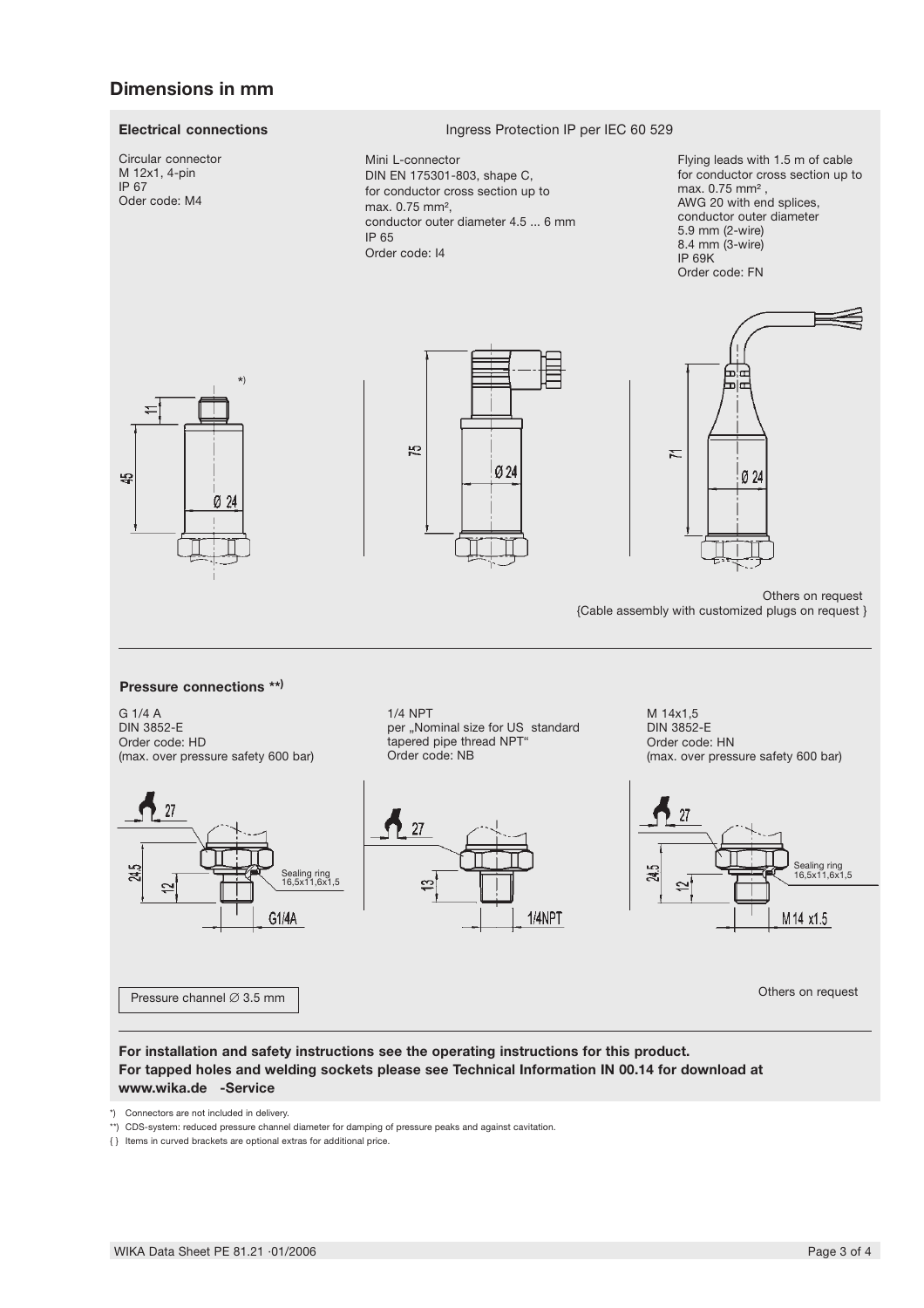## Dimensions in mm

### Electrical connections

Ingress Protection IP per IEC 60 529

Circular connector
M 12x1, 4-pin
IP 67
Oder code: M4

Mini L-connector
DIN EN 175301-803, shape C,
for conductor cross section up to
max. 0.75 mm²,
conductor outer diameter 4.5 ... 6 mm
IP 65
Order code: I4

Flying leads with 1.5 m of cable
for conductor cross section up to
max. 0.75 mm²,
AWG 20 with end splices,
conductor outer diameter
5.9 mm (2-wire)
8.4 mm (3-wire)
IP 69K
Order code: FN

*)

11

45

Ø 24

75

Ø 24

71

Ø 24

Others on request
{Cable assembly with customized plugs on request }

### Pressure connections **)

G 1/4 A
DIN 3852-E
Order code: HD
(max. over pressure safety 600 bar)

1/4 NPT
per „Nominal size for US standard
tapered pipe thread NPT"
Order code: NB

M 14x1,5
DIN 3852-E
Order code: HN
(max. over pressure safety 600 bar)

27

24,5

12

Sealing ring
16,5x11,6x1,5

G1/4A

27

13

1/4NPT

27

24,5

12

Sealing ring
16,5x11,6x1,5

M 14 x1.5

Pressure channel ∅ 3.5 mm

Others on request

**For installation and safety instructions see the operating instructions for this product.**
**For tapped holes and welding sockets please see Technical Information IN 00.14 for download at www.wika.de -Service**

*) Connectors are not included in delivery.
**) CDS-system: reduced pressure channel diameter for damping of pressure peaks and against cavitation.
{ } Items in curved brackets are optional extras for additional price.

WIKA Data Sheet PE 81.21 ·01/2006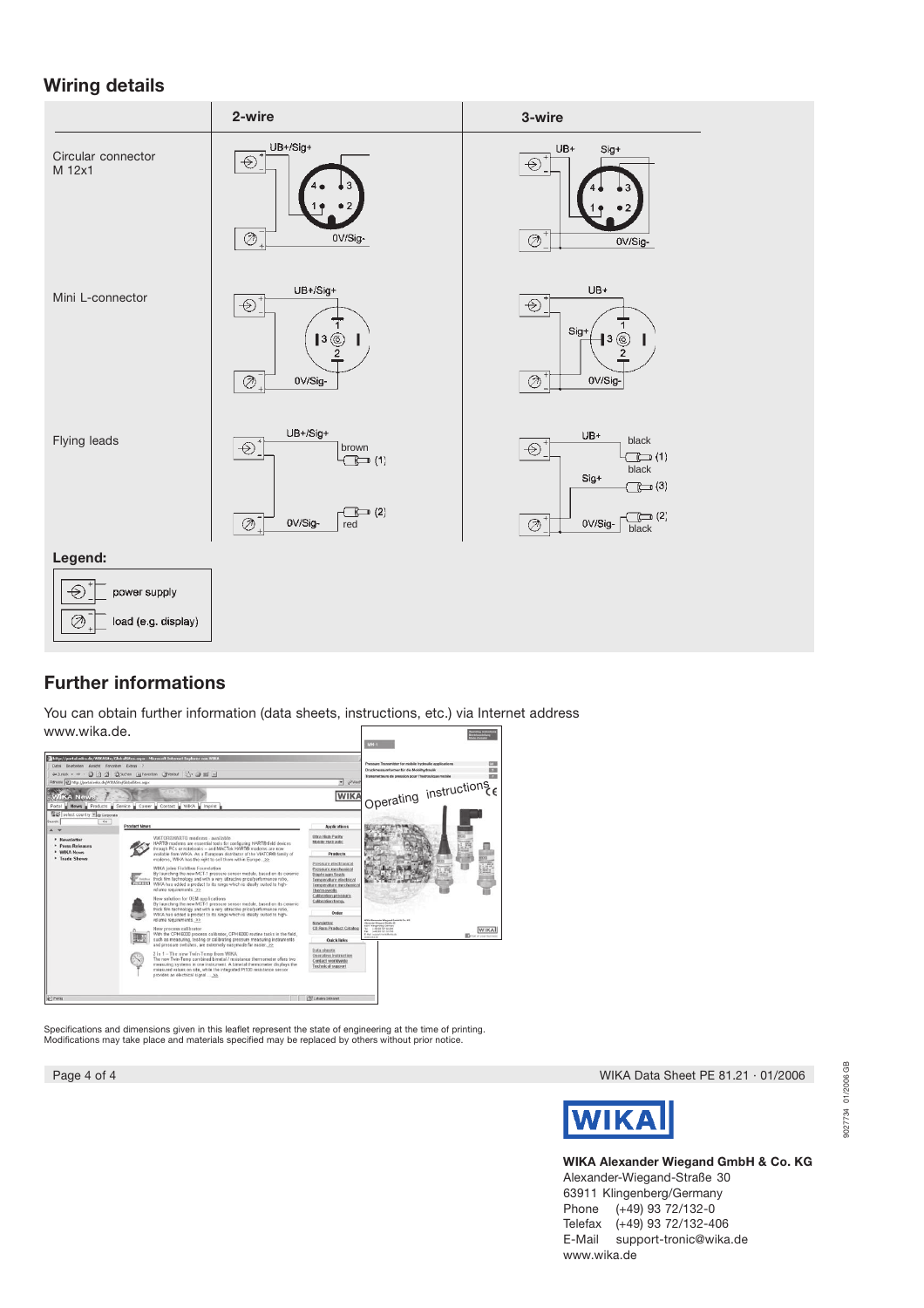## Wiring details

| | 2-wire | 3-wire |
|---|---|---|
| Circular connector M 12x1 | UB+/Sig+ 4 3 1 2 0V/Sig- | UB+ Sig+ 4 3 1 2 0V/Sig- |
| Mini L-connector | UB+/Sig+ 1 3 2 0V/Sig- | UB+ Sig+ 1 3 2 0V/Sig- |
| Flying leads | UB+/Sig+ brown (1) 0V/Sig- red (2) | UB+ black (1) Sig+ black (3) 0V/Sig- black (2) |

**Legend:**

power supply

load (e.g. display)

## Further informations

You can obtain further information (data sheets, instructions, etc.) via Internet address www.wika.de.

Specifications and dimensions given in this leaflet represent the state of engineering at the time of printing.
Modifications may take place and materials specified may be replaced by others without prior notice.

WIKA Data Sheet PE 81.21 · 01/2006

9027734 01/2006 GB

**WIKA Alexander Wiegand GmbH & Co. KG**
Alexander-Wiegand-Straße 30
63911 Klingenberg/Germany
Phone (+49) 93 72/132-0
Telefax (+49) 93 72/132-406
E-Mail support-tronic@wika.de
www.wika.de